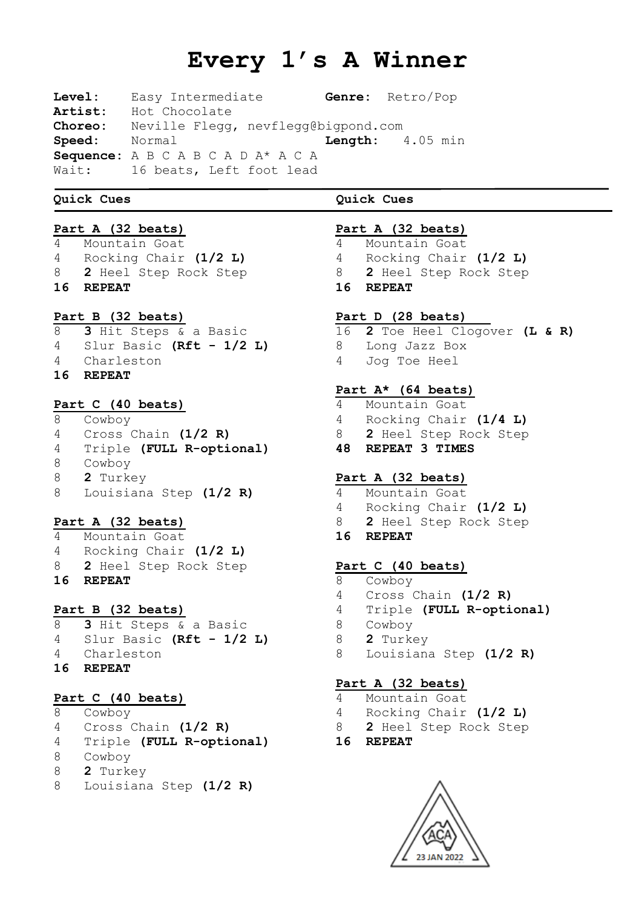# Every 1's A Winner

**Level:** Easy Intermediate **Genre:** Retro/Pop
**Artist:** Hot Chocolate
**Choreo:** Neville Flegg, nevflegg@bigpond.com
**Speed:** Normal **Length:** 4.05 min
**Sequence:** A B C A B C A D A* A C A
Wait: 16 beats, Left foot lead

**Quick Cues**

**Part A (32 beats)**
4 Mountain Goat
4 Rocking Chair **(1/2 L)**
8 **2** Heel Step Rock Step
**16 REPEAT**

**Part B (32 beats)**
8 **3** Hit Steps & a Basic
4 Slur Basic **(Rft - 1/2 L)**
4 Charleston
**16 REPEAT**

**Part C (40 beats)**
8 Cowboy
4 Cross Chain **(1/2 R)**
4 Triple **(FULL R-optional)**
8 Cowboy
8 **2** Turkey
8 Louisiana Step **(1/2 R)**

**Part A (32 beats)**
4 Mountain Goat
4 Rocking Chair **(1/2 L)**
8 **2** Heel Step Rock Step
**16 REPEAT**

**Part B (32 beats)**
8 **3** Hit Steps & a Basic
4 Slur Basic **(Rft - 1/2 L)**
4 Charleston
**16 REPEAT**

**Part C (40 beats)**
8 Cowboy
4 Cross Chain **(1/2 R)**
4 Triple **(FULL R-optional)**
8 Cowboy
8 **2** Turkey
8 Louisiana Step **(1/2 R)**

**Quick Cues**

**Part A (32 beats)**
4 Mountain Goat
4 Rocking Chair **(1/2 L)**
8 **2** Heel Step Rock Step
**16 REPEAT**

**Part D (28 beats)**
16 **2** Toe Heel Clogover **(L & R)**
8 Long Jazz Box
4 Jog Toe Heel

**Part A* (64 beats)**
4 Mountain Goat
4 Rocking Chair **(1/4 L)**
8 **2** Heel Step Rock Step
**48 REPEAT 3 TIMES**

**Part A (32 beats)**
4 Mountain Goat
4 Rocking Chair **(1/2 L)**
8 **2** Heel Step Rock Step
**16 REPEAT**

**Part C (40 beats)**
8 Cowboy
4 Cross Chain **(1/2 R)**
4 Triple **(FULL R-optional)**
8 Cowboy
8 **2** Turkey
8 Louisiana Step **(1/2 R)**

**Part A (32 beats)**
4 Mountain Goat
4 Rocking Chair **(1/2 L)**
8 **2** Heel Step Rock Step
**16 REPEAT**

ACA 23 JAN 2022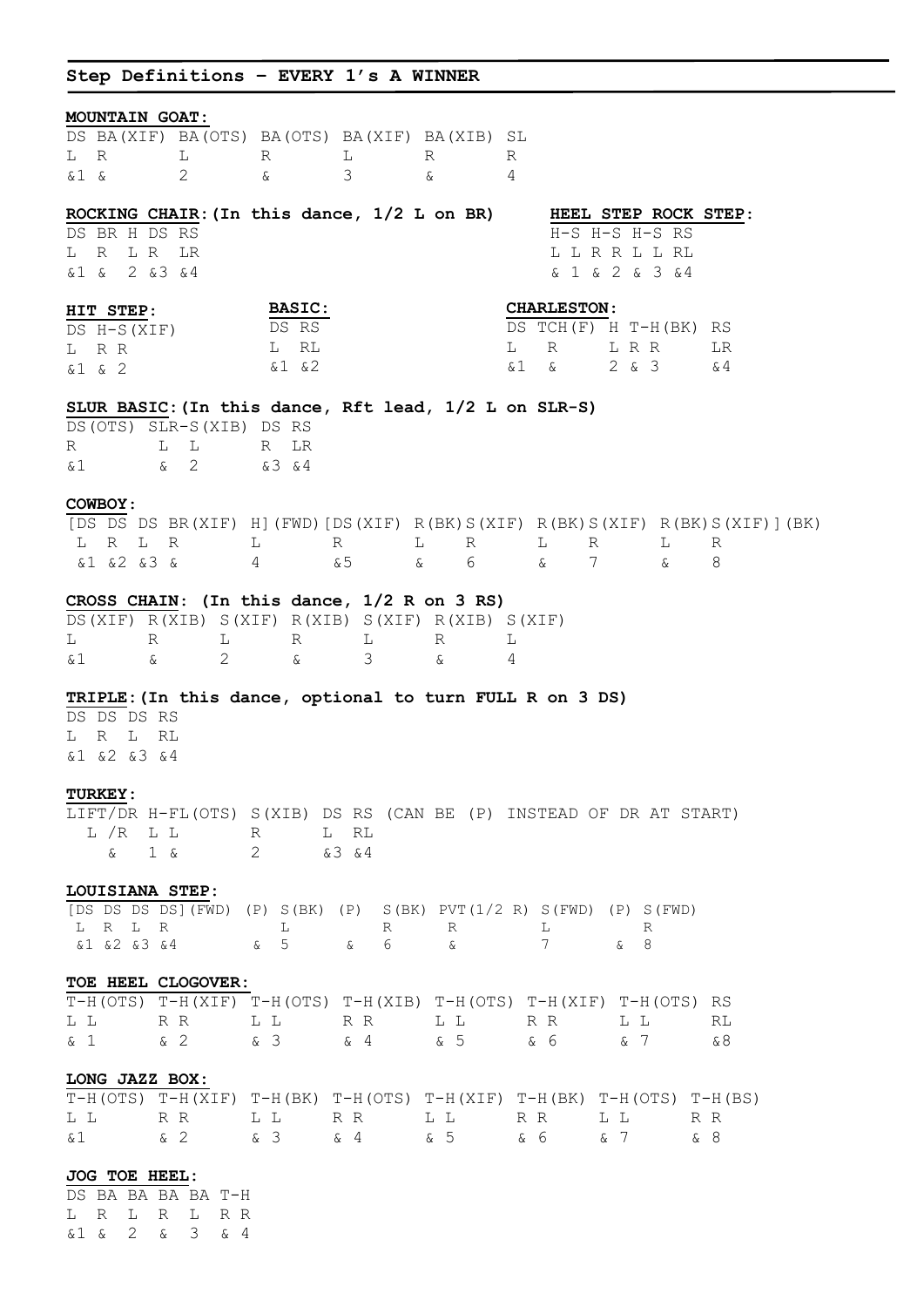## Step Definitions – EVERY 1's A WINNER

**MOUNTAIN GOAT:**

```
DS BA(XIF) BA(OTS) BA(OTS) BA(XIF) BA(XIB) SL
L  R       L       R       L       R       R
&1 &       2       &       3       &       4
```

**ROCKING CHAIR: (In this dance, 1/2 L on BR)**

```
DS BR H DS RS
L  R  L R  LR
&1 &  2 &3 &4
```

**HEEL STEP ROCK STEP:**

```
H-S H-S H-S RS
L L R R L L RL
& 1 & 2 & 3 &4
```

**HIT STEP:**

```
DS H-S(XIF)
L  R R
&1 & 2
```

**BASIC:**

```
DS RS
L  RL
&1 &2
```

**CHARLESTON:**

```
DS TCH(F) H T-H(BK) RS
L  R      L R R     LR
&1 &      2 & 3     &4
```

**SLUR BASIC: (In this dance, Rft lead, 1/2 L on SLR-S)**

```
DS(OTS) SLR-S(XIB) DS RS
R       L L        R  LR
&1      & 2        &3 &4
```

**COWBOY:**

```
[DS DS DS BR(XIF) H](FWD)[DS(XIF) R(BK)S(XIF) R(BK)S(XIF) R(BK)S(XIF)](BK)
 L  R  L  R       L       R       L    R      L    R      L    R
 &1 &2 &3 &       4       &5      &    6      &    7      &    8
```

**CROSS CHAIN: (In this dance, 1/2 R on 3 RS)**

```
DS(XIF) R(XIB) S(XIF) R(XIB) S(XIF) R(XIB) S(XIF)
L       R      L      R      L      R      L
&1      &      2      &      3      &      4
```

**TRIPLE: (In this dance, optional to turn FULL R on 3 DS)**

```
DS DS DS RS
L  R  L  RL
&1 &2 &3 &4
```

**TURKEY:**

```
LIFT/DR H-FL(OTS) S(XIB) DS RS (CAN BE (P) INSTEAD OF DR AT START)
  L /R  L L       R      L  RL
    &   1 &       2      &3 &4
```

**LOUISIANA STEP:**

```
[DS DS DS DS](FWD) (P) S(BK) (P) S(BK) PVT(1/2 R) S(FWD) (P) S(FWD)
 L  R  L  R            L         R     R          L          R
 &1 &2 &3 &4       &   5     &   6     &          7      &   8
```

**TOE HEEL CLOGOVER:**

```
T-H(OTS) T-H(XIF) T-H(OTS) T-H(XIB) T-H(OTS) T-H(XIF) T-H(OTS) RS
L L      R R      L L      R R      L L      R R      L L      RL
& 1      & 2      & 3      & 4      & 5      & 6      & 7      &8
```

**LONG JAZZ BOX:**

```
T-H(OTS) T-H(XIF) T-H(BK) T-H(OTS) T-H(XIF) T-H(BK) T-H(OTS) T-H(BS)
L L      R R      L L     R R      L L      R R     L L      R R
&1       & 2      & 3     & 4      & 5      & 6     & 7      & 8
```

**JOG TOE HEEL:**

```
DS BA BA BA BA T-H
L  R  L  R  L  R R
&1 &  2  &  3  & 4
```